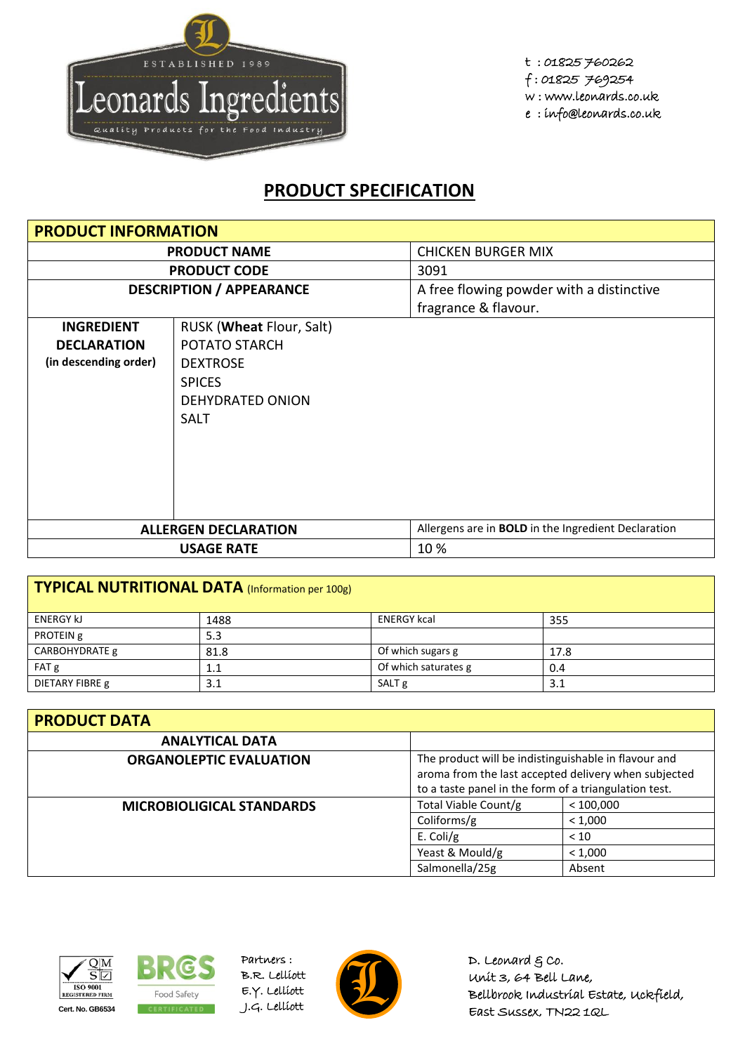Leonards Ingredients

ESTABLISHED 1989

Quality Products for the Food Industry

t : 01825 760262
f : 01825 769254
w : www.leonards.co.uk
e : info@leonards.co.uk

# PRODUCT SPECIFICATION

| PRODUCT INFORMATION | |
|---|---|
| **PRODUCT NAME** | CHICKEN BURGER MIX |
| **PRODUCT CODE** | 3091 |
| **DESCRIPTION / APPEARANCE** | A free flowing powder with a distinctive fragrance & flavour. |
| **INGREDIENT DECLARATION (in descending order)** | RUSK (**Wheat** Flour, Salt)<br>POTATO STARCH<br>DEXTROSE<br>SPICES<br>DEHYDRATED ONION<br>SALT |
| **ALLERGEN DECLARATION** | Allergens are in **BOLD** in the Ingredient Declaration |
| **USAGE RATE** | 10 % |

## TYPICAL NUTRITIONAL DATA (Information per 100g)

| | | | |
|---|---|---|---|
| ENERGY kJ | 1488 | ENERGY kcal | 355 |
| PROTEIN g | 5.3 | | |
| CARBOHYDRATE g | 81.8 | Of which sugars g | 17.8 |
| FAT g | 1.1 | Of which saturates g | 0.4 |
| DIETARY FIBRE g | 3.1 | SALT g | 3.1 |

## PRODUCT DATA

| | | |
|---|---|---|
| **ANALYTICAL DATA** | | |
| **ORGANOLEPTIC EVALUATION** | The product will be indistinguishable in flavour and aroma from the last accepted delivery when subjected to a taste panel in the form of a triangulation test. | |
| **MICROBIOLIGICAL STANDARDS** | Total Viable Count/g | < 100,000 |
| | Coliforms/g | < 1,000 |
| | E. Coli/g | < 10 |
| | Yeast & Mould/g | < 1,000 |
| | Salmonella/25g | Absent |

QMS ISO 9001 REGISTERED FIRM Cert. No. GB6534

BRCGS Food Safety CERTIFICATED

Partners :
B.R. Lelliott
E.Y. Lelliott
J.G. Lelliott

D. Leonard & Co.
Unit 3, 64 Bell Lane,
Bellbrook Industrial Estate, Uckfield,
East Sussex, TN22 1QL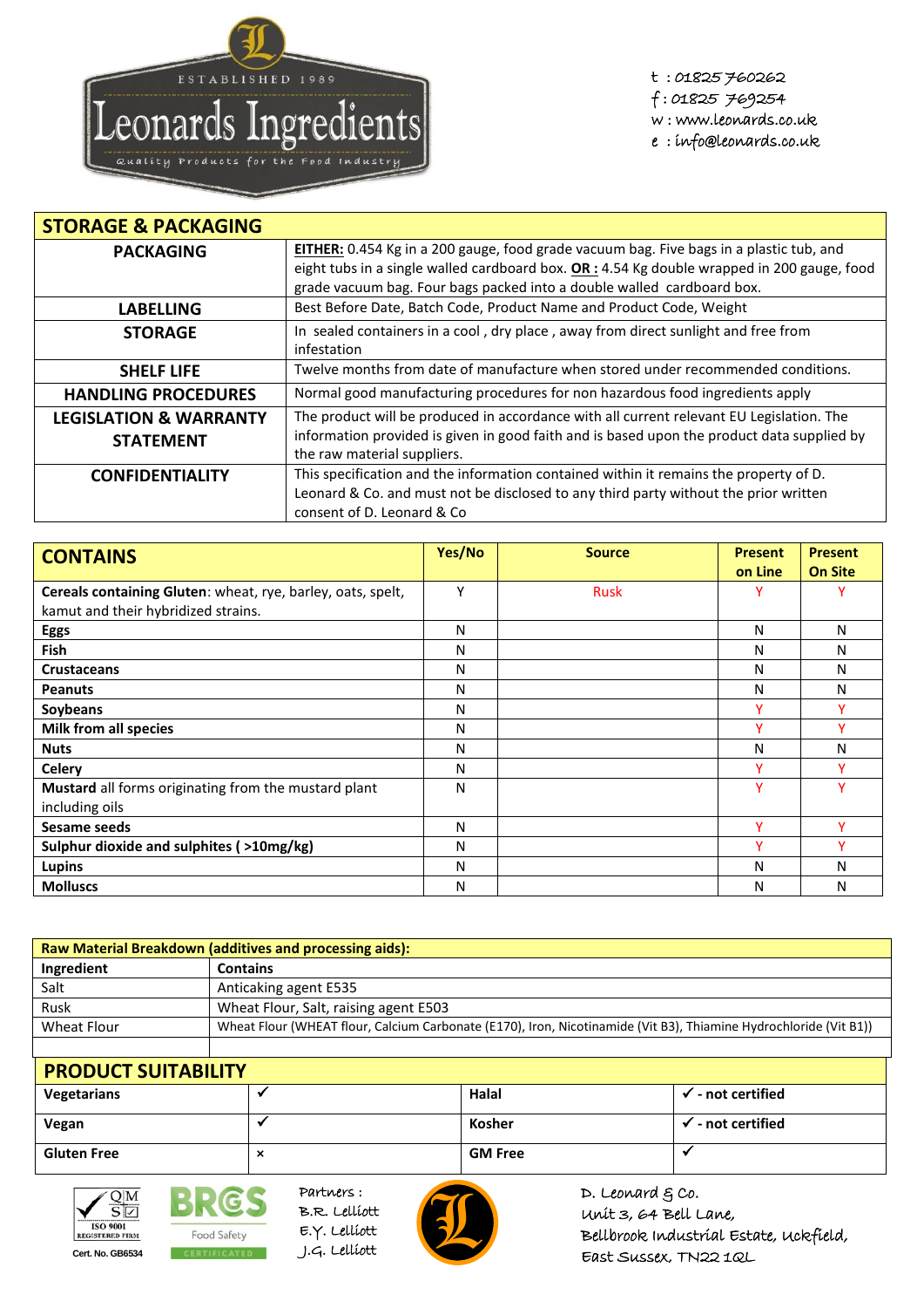Leonards Ingredients

ESTABLISHED 1989

Quality Products for the Food Industry

t : 01825 760262
f : 01825 769254
w : www.leonards.co.uk
e : info@leonards.co.uk

| STORAGE & PACKAGING | |
|---|---|
| **PACKAGING** | **EITHER:** 0.454 Kg in a 200 gauge, food grade vacuum bag. Five bags in a plastic tub, and eight tubs in a single walled cardboard box. **OR :** 4.54 Kg double wrapped in 200 gauge, food grade vacuum bag. Four bags packed into a double walled cardboard box. |
| **LABELLING** | Best Before Date, Batch Code, Product Name and Product Code, Weight |
| **STORAGE** | In sealed containers in a cool , dry place , away from direct sunlight and free from infestation |
| **SHELF LIFE** | Twelve months from date of manufacture when stored under recommended conditions. |
| **HANDLING PROCEDURES** | Normal good manufacturing procedures for non hazardous food ingredients apply |
| **LEGISLATION & WARRANTY STATEMENT** | The product will be produced in accordance with all current relevant EU Legislation. The information provided is given in good faith and is based upon the product data supplied by the raw material suppliers. |
| **CONFIDENTIALITY** | This specification and the information contained within it remains the property of D. Leonard & Co. and must not be disclosed to any third party without the prior written consent of D. Leonard & Co |

| CONTAINS | Yes/No | Source | Present on Line | Present On Site |
|---|---|---|---|---|
| **Cereals containing Gluten**: wheat, rye, barley, oats, spelt, kamut and their hybridized strains. | Y | Rusk | Y | Y |
| **Eggs** | N | | N | N |
| **Fish** | N | | N | N |
| **Crustaceans** | N | | N | N |
| **Peanuts** | N | | N | N |
| **Soybeans** | N | | Y | Y |
| **Milk from all species** | N | | Y | Y |
| **Nuts** | N | | N | N |
| **Celery** | N | | Y | Y |
| **Mustard** all forms originating from the mustard plant including oils | N | | Y | Y |
| **Sesame seeds** | N | | Y | Y |
| **Sulphur dioxide and sulphites ( >10mg/kg)** | N | | Y | Y |
| **Lupins** | N | | N | N |
| **Molluscs** | N | | N | N |

| Raw Material Breakdown (additives and processing aids): | |
|---|---|
| **Ingredient** | **Contains** |
| Salt | Anticaking agent E535 |
| Rusk | Wheat Flour, Salt, raising agent E503 |
| Wheat Flour | Wheat Flour (WHEAT flour, Calcium Carbonate (E170), Iron, Nicotinamide (Vit B3), Thiamine Hydrochloride (Vit B1)) |
| | |

| PRODUCT SUITABILITY | | | |
|---|---|---|---|
| **Vegetarians** | ✓ | **Halal** | ✓ - not certified |
| **Vegan** | ✓ | **Kosher** | ✓ - not certified |
| **Gluten Free** | × | **GM Free** | ✓ |

QMS ISO 9001 REGISTERED FIRM Cert. No. GB6534

BRCGS Food Safety CERTIFICATED

Partners :
B.R. Lelliott
E.Y. Lelliott
J.G. Lelliott

D. Leonard & Co.
Unit 3, 64 Bell Lane,
Bellbrook Industrial Estate, Uckfield,
East Sussex, TN22 1QL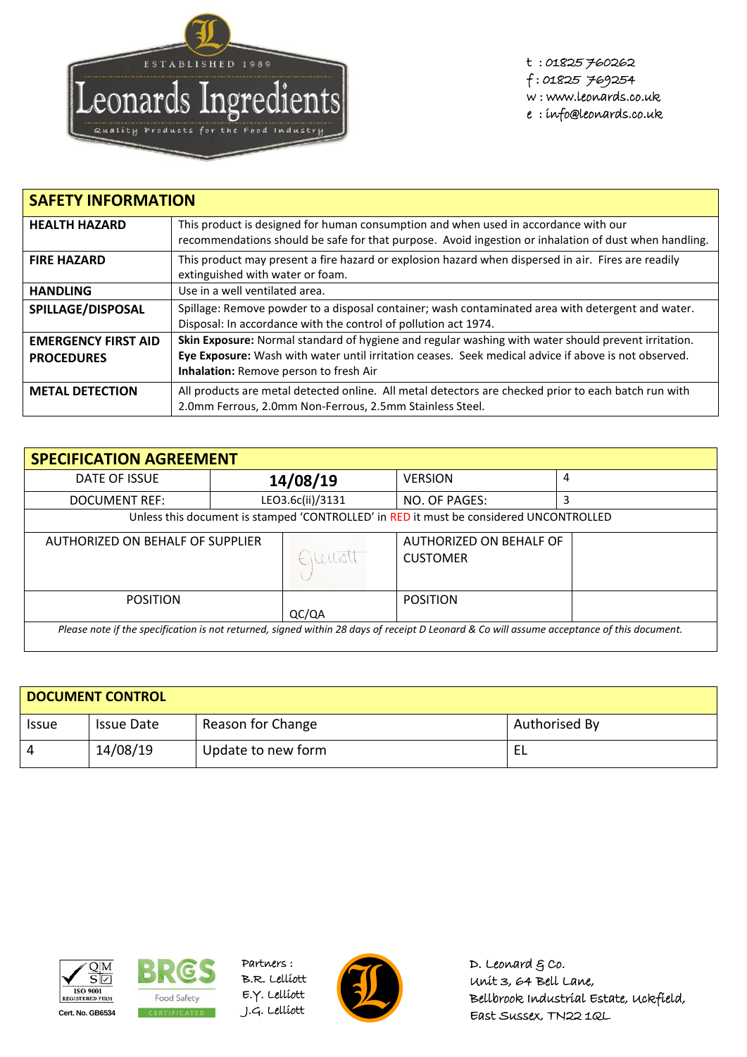Leonards Ingredients

ESTABLISHED 1989

Quality Products for the Food Industry

t : 01825 760262
f : 01825 769254
w : www.leonards.co.uk
e : info@leonards.co.uk

| SAFETY INFORMATION | |
|---|---|
| **HEALTH HAZARD** | This product is designed for human consumption and when used in accordance with our recommendations should be safe for that purpose. Avoid ingestion or inhalation of dust when handling. |
| **FIRE HAZARD** | This product may present a fire hazard or explosion hazard when dispersed in air. Fires are readily extinguished with water or foam. |
| **HANDLING** | Use in a well ventilated area. |
| **SPILLAGE/DISPOSAL** | Spillage: Remove powder to a disposal container; wash contaminated area with detergent and water. Disposal: In accordance with the control of pollution act 1974. |
| **EMERGENCY FIRST AID PROCEDURES** | **Skin Exposure:** Normal standard of hygiene and regular washing with water should prevent irritation. **Eye Exposure:** Wash with water until irritation ceases. Seek medical advice if above is not observed. **Inhalation:** Remove person to fresh Air |
| **METAL DETECTION** | All products are metal detected online. All metal detectors are checked prior to each batch run with 2.0mm Ferrous, 2.0mm Non-Ferrous, 2.5mm Stainless Steel. |

| SPECIFICATION AGREEMENT | | | |
|---|---|---|---|
| DATE OF ISSUE | **14/08/19** | VERSION | 4 |
| DOCUMENT REF: | LEO3.6c(ii)/3131 | NO. OF PAGES: | 3 |
| Unless this document is stamped 'CONTROLLED' in RED it must be considered UNCONTROLLED | | | |
| AUTHORIZED ON BEHALF OF SUPPLIER | E Lelliott | AUTHORIZED ON BEHALF OF CUSTOMER | |
| POSITION | QC/QA | POSITION | |

*Please note if the specification is not returned, signed within 28 days of receipt D Leonard & Co will assume acceptance of this document.*

| DOCUMENT CONTROL | | | |
|---|---|---|---|
| Issue | Issue Date | Reason for Change | Authorised By |
| 4 | 14/08/19 | Update to new form | EL |

ISO 9001 REGISTERED FIRM Cert. No. GB6534

BRCGS Food Safety CERTIFICATED

Partners :
B.R. Lelliott
E.Y. Lelliott
J.G. Lelliott

D. Leonard & Co.
Unit 3, 64 Bell Lane,
Bellbrook Industrial Estate, Uckfield,
East Sussex, TN22 1QL